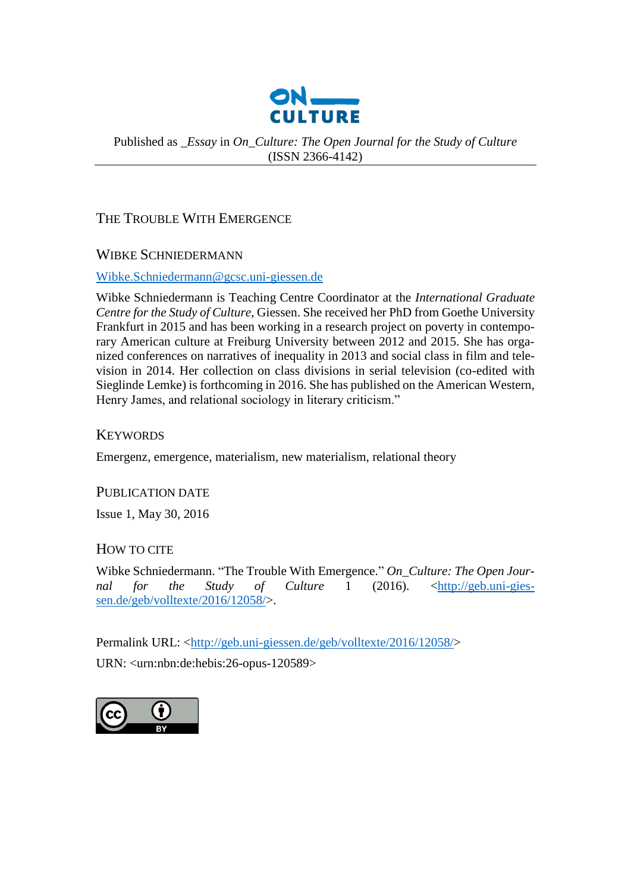Published as _*Essay* in *On_Culture: The Open Journal for the Study of Culture* (ISSN 2366-4142)

# THE TROUBLE WITH EMERGENCE

## WIBKE SCHNIEDERMANN

Wibke.Schniedermann@gcsc.uni-giessen.de

Wibke Schniedermann is Teaching Centre Coordinator at the *International Graduate Centre for the Study of Culture*, Giessen. She received her PhD from Goethe University Frankfurt in 2015 and has been working in a research project on poverty in contemporary American culture at Freiburg University between 2012 and 2015. She has organized conferences on narratives of inequality in 2013 and social class in film and television in 2014. Her collection on class divisions in serial television (co-edited with Sieglinde Lemke) is forthcoming in 2016. She has published on the American Western, Henry James, and relational sociology in literary criticism."

## KEYWORDS

Emergenz, emergence, materialism, new materialism, relational theory

## PUBLICATION DATE

Issue 1, May 30, 2016

## HOW TO CITE

Wibke Schniedermann. "The Trouble With Emergence." *On_Culture: The Open Journal for the Study of Culture* 1 (2016). <http://geb.uni-giessen.de/geb/volltexte/2016/12058/>.

Permalink URL: <http://geb.uni-giessen.de/geb/volltexte/2016/12058/>

URN: <urn:nbn:de:hebis:26-opus-120589>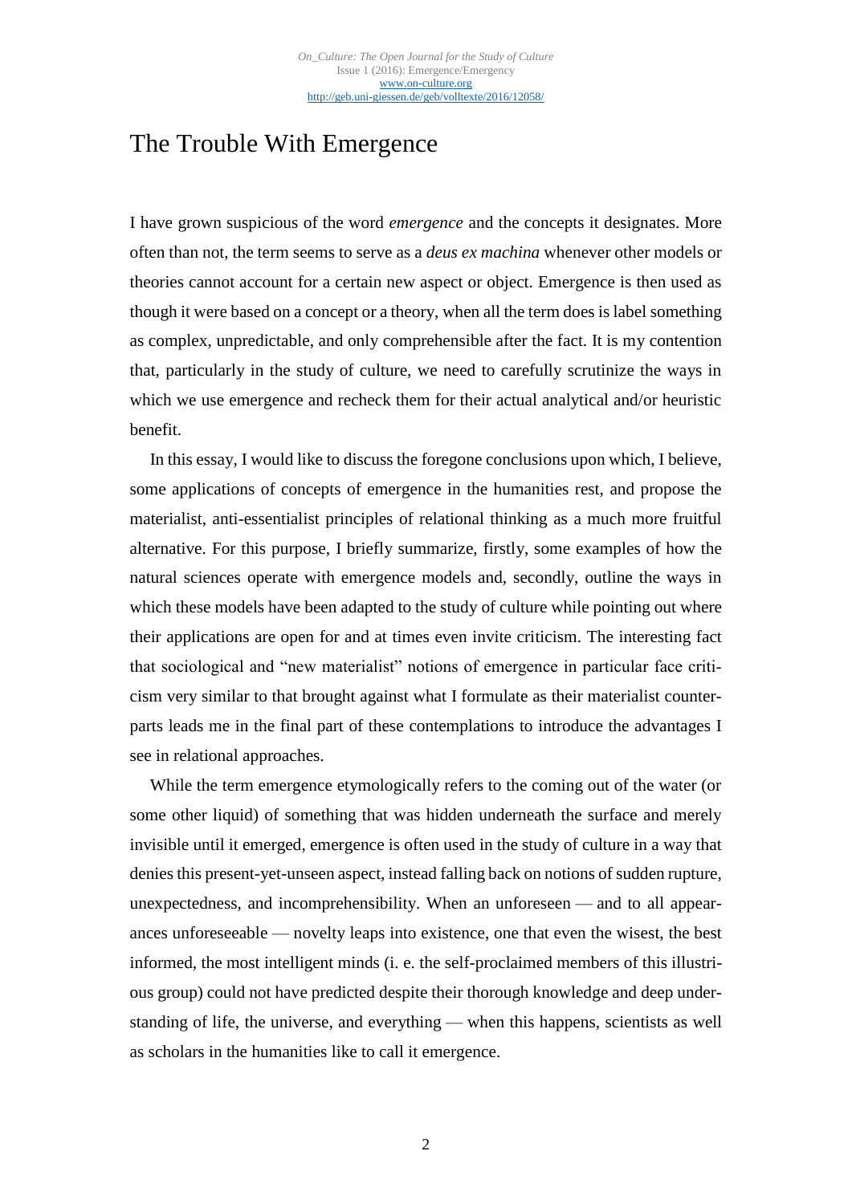# The Trouble With Emergence

I have grown suspicious of the word *emergence* and the concepts it designates. More often than not, the term seems to serve as a *deus ex machina* whenever other models or theories cannot account for a certain new aspect or object. Emergence is then used as though it were based on a concept or a theory, when all the term does is label something as complex, unpredictable, and only comprehensible after the fact. It is my contention that, particularly in the study of culture, we need to carefully scrutinize the ways in which we use emergence and recheck them for their actual analytical and/or heuristic benefit.

In this essay, I would like to discuss the foregone conclusions upon which, I believe, some applications of concepts of emergence in the humanities rest, and propose the materialist, anti-essentialist principles of relational thinking as a much more fruitful alternative. For this purpose, I briefly summarize, firstly, some examples of how the natural sciences operate with emergence models and, secondly, outline the ways in which these models have been adapted to the study of culture while pointing out where their applications are open for and at times even invite criticism. The interesting fact that sociological and "new materialist" notions of emergence in particular face criticism very similar to that brought against what I formulate as their materialist counterparts leads me in the final part of these contemplations to introduce the advantages I see in relational approaches.

While the term emergence etymologically refers to the coming out of the water (or some other liquid) of something that was hidden underneath the surface and merely invisible until it emerged, emergence is often used in the study of culture in a way that denies this present-yet-unseen aspect, instead falling back on notions of sudden rupture, unexpectedness, and incomprehensibility. When an unforeseen — and to all appearances unforeseeable — novelty leaps into existence, one that even the wisest, the best informed, the most intelligent minds (i. e. the self-proclaimed members of this illustrious group) could not have predicted despite their thorough knowledge and deep understanding of life, the universe, and everything — when this happens, scientists as well as scholars in the humanities like to call it emergence.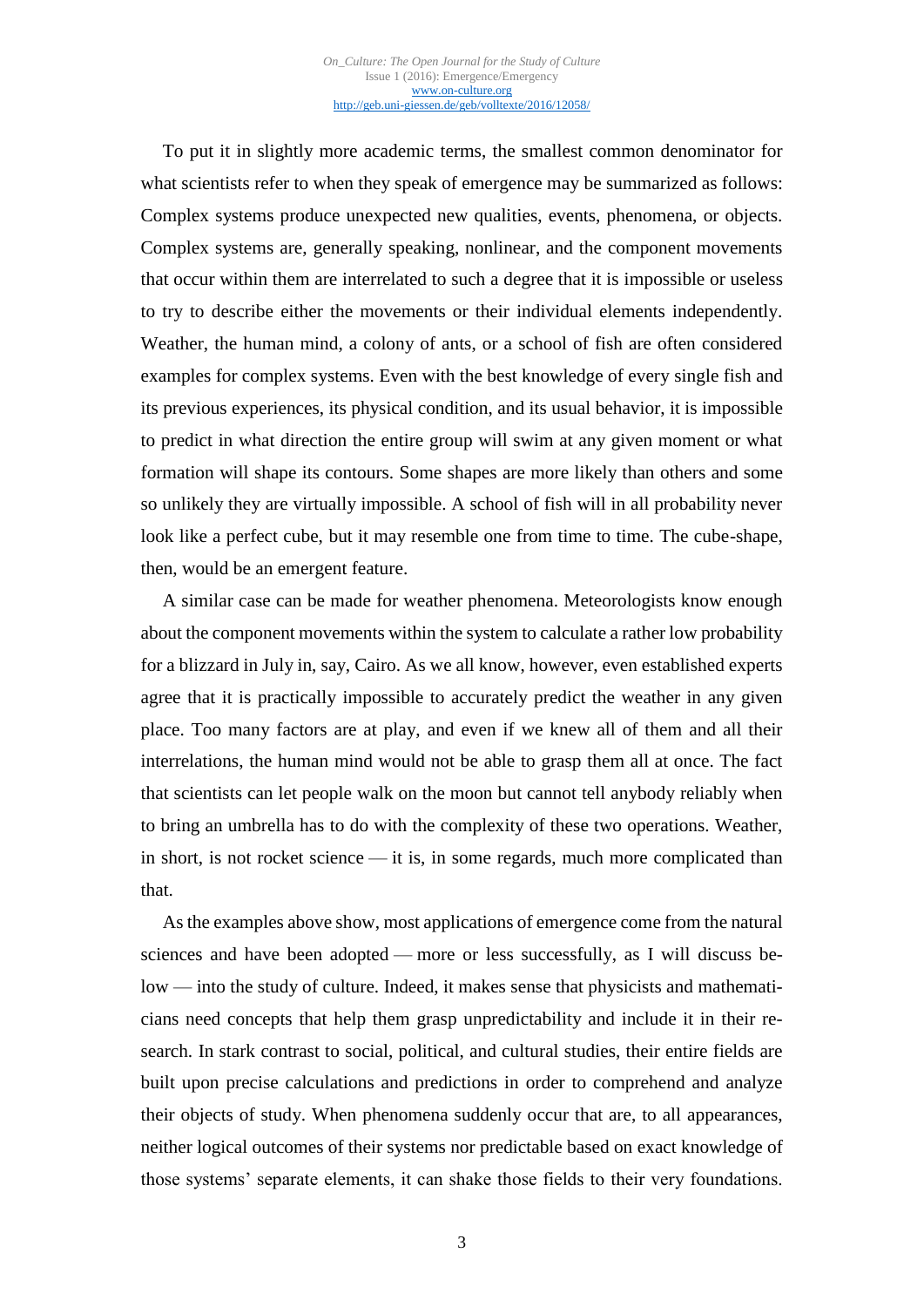To put it in slightly more academic terms, the smallest common denominator for what scientists refer to when they speak of emergence may be summarized as follows: Complex systems produce unexpected new qualities, events, phenomena, or objects. Complex systems are, generally speaking, nonlinear, and the component movements that occur within them are interrelated to such a degree that it is impossible or useless to try to describe either the movements or their individual elements independently. Weather, the human mind, a colony of ants, or a school of fish are often considered examples for complex systems. Even with the best knowledge of every single fish and its previous experiences, its physical condition, and its usual behavior, it is impossible to predict in what direction the entire group will swim at any given moment or what formation will shape its contours. Some shapes are more likely than others and some so unlikely they are virtually impossible. A school of fish will in all probability never look like a perfect cube, but it may resemble one from time to time. The cube-shape, then, would be an emergent feature.

A similar case can be made for weather phenomena. Meteorologists know enough about the component movements within the system to calculate a rather low probability for a blizzard in July in, say, Cairo. As we all know, however, even established experts agree that it is practically impossible to accurately predict the weather in any given place. Too many factors are at play, and even if we knew all of them and all their interrelations, the human mind would not be able to grasp them all at once. The fact that scientists can let people walk on the moon but cannot tell anybody reliably when to bring an umbrella has to do with the complexity of these two operations. Weather, in short, is not rocket science — it is, in some regards, much more complicated than that.

As the examples above show, most applications of emergence come from the natural sciences and have been adopted — more or less successfully, as I will discuss below — into the study of culture. Indeed, it makes sense that physicists and mathematicians need concepts that help them grasp unpredictability and include it in their research. In stark contrast to social, political, and cultural studies, their entire fields are built upon precise calculations and predictions in order to comprehend and analyze their objects of study. When phenomena suddenly occur that are, to all appearances, neither logical outcomes of their systems nor predictable based on exact knowledge of those systems' separate elements, it can shake those fields to their very foundations.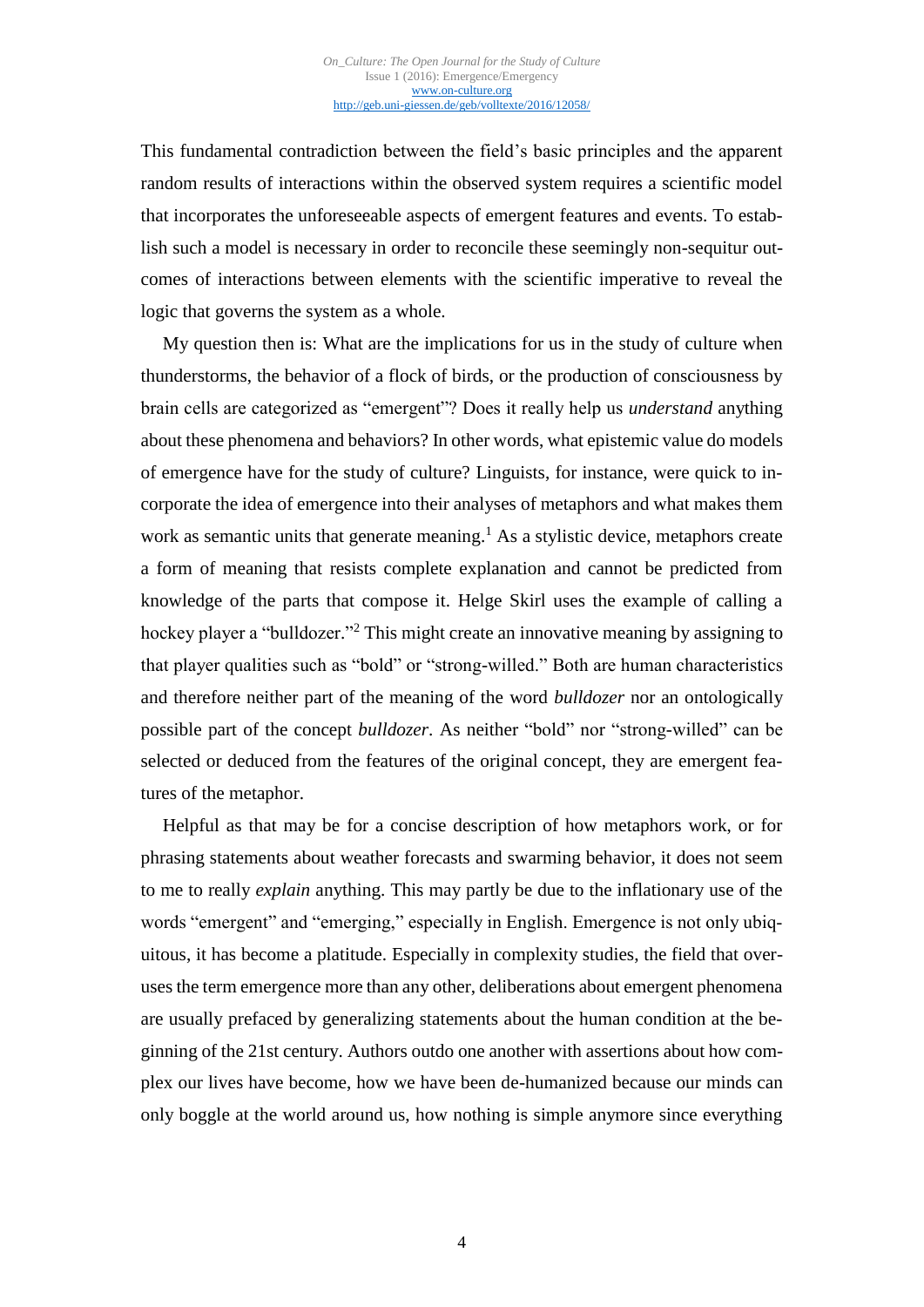This fundamental contradiction between the field's basic principles and the apparent random results of interactions within the observed system requires a scientific model that incorporates the unforeseeable aspects of emergent features and events. To establish such a model is necessary in order to reconcile these seemingly non-sequitur outcomes of interactions between elements with the scientific imperative to reveal the logic that governs the system as a whole.

My question then is: What are the implications for us in the study of culture when thunderstorms, the behavior of a flock of birds, or the production of consciousness by brain cells are categorized as "emergent"? Does it really help us *understand* anything about these phenomena and behaviors? In other words, what epistemic value do models of emergence have for the study of culture? Linguists, for instance, were quick to incorporate the idea of emergence into their analyses of metaphors and what makes them work as semantic units that generate meaning.[1] As a stylistic device, metaphors create a form of meaning that resists complete explanation and cannot be predicted from knowledge of the parts that compose it. Helge Skirl uses the example of calling a hockey player a "bulldozer."[2] This might create an innovative meaning by assigning to that player qualities such as "bold" or "strong-willed." Both are human characteristics and therefore neither part of the meaning of the word *bulldozer* nor an ontologically possible part of the concept *bulldozer*. As neither "bold" nor "strong-willed" can be selected or deduced from the features of the original concept, they are emergent features of the metaphor.

Helpful as that may be for a concise description of how metaphors work, or for phrasing statements about weather forecasts and swarming behavior, it does not seem to me to really *explain* anything. This may partly be due to the inflationary use of the words "emergent" and "emerging," especially in English. Emergence is not only ubiquitous, it has become a platitude. Especially in complexity studies, the field that overuses the term emergence more than any other, deliberations about emergent phenomena are usually prefaced by generalizing statements about the human condition at the beginning of the 21st century. Authors outdo one another with assertions about how complex our lives have become, how we have been de-humanized because our minds can only boggle at the world around us, how nothing is simple anymore since everything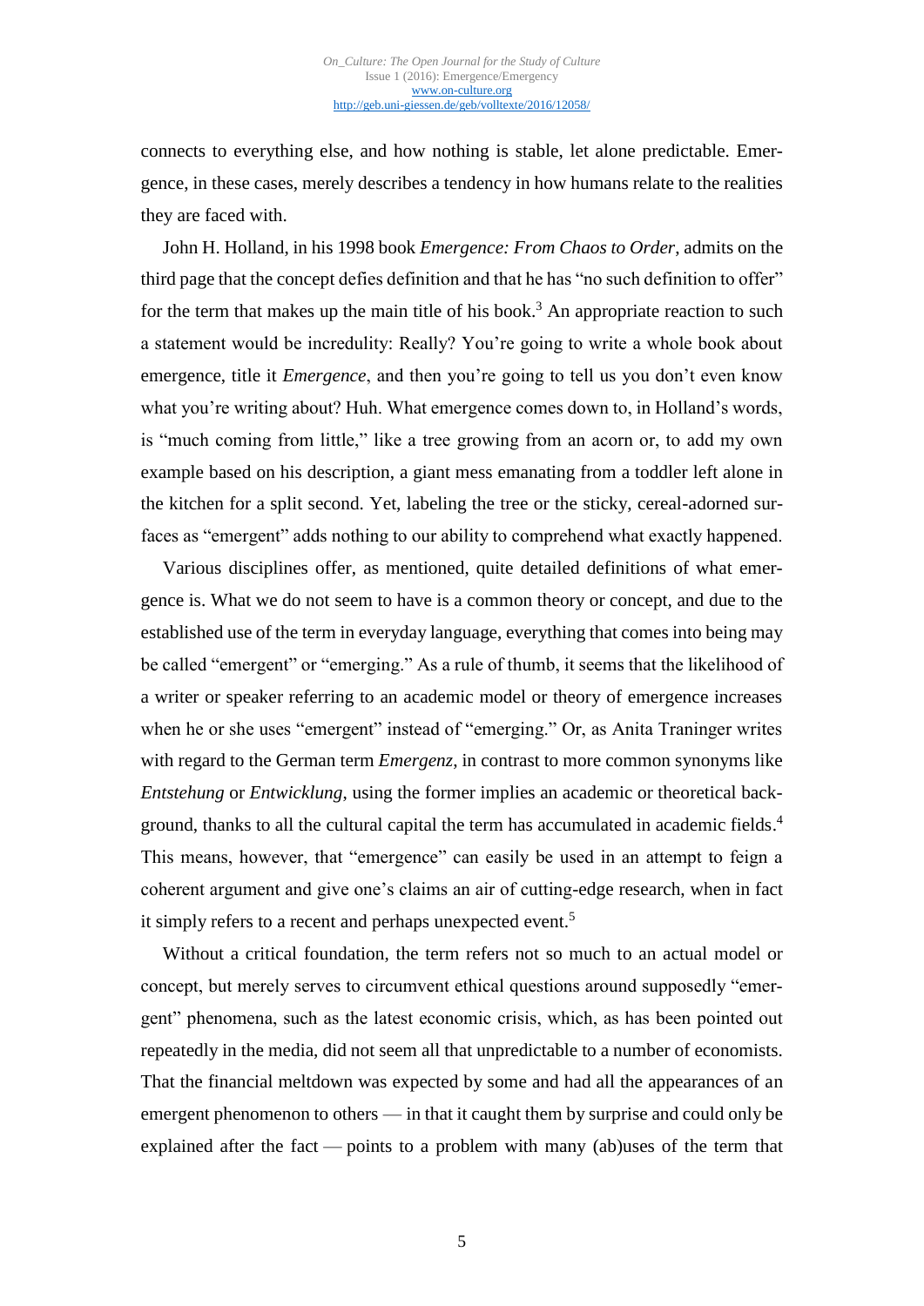connects to everything else, and how nothing is stable, let alone predictable. Emergence, in these cases, merely describes a tendency in how humans relate to the realities they are faced with.

John H. Holland, in his 1998 book *Emergence: From Chaos to Order*, admits on the third page that the concept defies definition and that he has "no such definition to offer" for the term that makes up the main title of his book.[3] An appropriate reaction to such a statement would be incredulity: Really? You're going to write a whole book about emergence, title it *Emergence*, and then you're going to tell us you don't even know what you're writing about? Huh. What emergence comes down to, in Holland's words, is "much coming from little," like a tree growing from an acorn or, to add my own example based on his description, a giant mess emanating from a toddler left alone in the kitchen for a split second. Yet, labeling the tree or the sticky, cereal-adorned surfaces as "emergent" adds nothing to our ability to comprehend what exactly happened.

Various disciplines offer, as mentioned, quite detailed definitions of what emergence is. What we do not seem to have is a common theory or concept, and due to the established use of the term in everyday language, everything that comes into being may be called "emergent" or "emerging." As a rule of thumb, it seems that the likelihood of a writer or speaker referring to an academic model or theory of emergence increases when he or she uses "emergent" instead of "emerging." Or, as Anita Traninger writes with regard to the German term *Emergenz*, in contrast to more common synonyms like *Entstehung* or *Entwicklung*, using the former implies an academic or theoretical background, thanks to all the cultural capital the term has accumulated in academic fields.[4] This means, however, that "emergence" can easily be used in an attempt to feign a coherent argument and give one's claims an air of cutting-edge research, when in fact it simply refers to a recent and perhaps unexpected event.[5]

Without a critical foundation, the term refers not so much to an actual model or concept, but merely serves to circumvent ethical questions around supposedly "emergent" phenomena, such as the latest economic crisis, which, as has been pointed out repeatedly in the media, did not seem all that unpredictable to a number of economists. That the financial meltdown was expected by some and had all the appearances of an emergent phenomenon to others — in that it caught them by surprise and could only be explained after the fact — points to a problem with many (ab)uses of the term that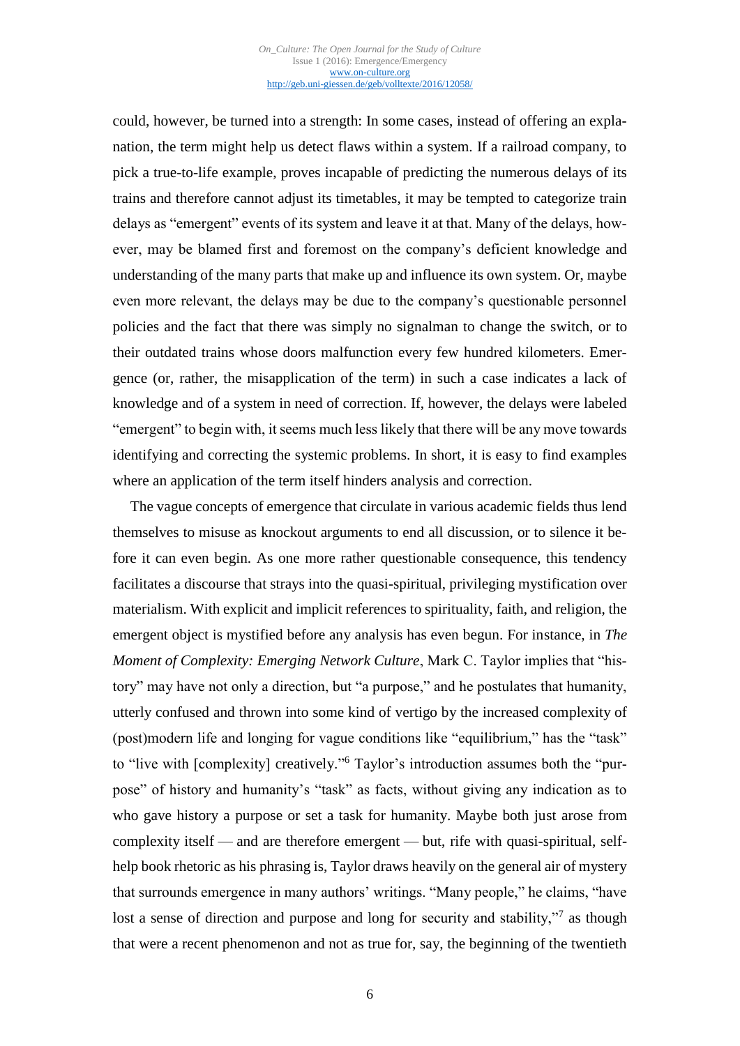could, however, be turned into a strength: In some cases, instead of offering an explanation, the term might help us detect flaws within a system. If a railroad company, to pick a true-to-life example, proves incapable of predicting the numerous delays of its trains and therefore cannot adjust its timetables, it may be tempted to categorize train delays as "emergent" events of its system and leave it at that. Many of the delays, however, may be blamed first and foremost on the company's deficient knowledge and understanding of the many parts that make up and influence its own system. Or, maybe even more relevant, the delays may be due to the company's questionable personnel policies and the fact that there was simply no signalman to change the switch, or to their outdated trains whose doors malfunction every few hundred kilometers. Emergence (or, rather, the misapplication of the term) in such a case indicates a lack of knowledge and of a system in need of correction. If, however, the delays were labeled "emergent" to begin with, it seems much less likely that there will be any move towards identifying and correcting the systemic problems. In short, it is easy to find examples where an application of the term itself hinders analysis and correction.

The vague concepts of emergence that circulate in various academic fields thus lend themselves to misuse as knockout arguments to end all discussion, or to silence it before it can even begin. As one more rather questionable consequence, this tendency facilitates a discourse that strays into the quasi-spiritual, privileging mystification over materialism. With explicit and implicit references to spirituality, faith, and religion, the emergent object is mystified before any analysis has even begun. For instance, in *The Moment of Complexity: Emerging Network Culture*, Mark C. Taylor implies that "history" may have not only a direction, but "a purpose," and he postulates that humanity, utterly confused and thrown into some kind of vertigo by the increased complexity of (post)modern life and longing for vague conditions like "equilibrium," has the "task" to "live with [complexity] creatively."[6] Taylor's introduction assumes both the "purpose" of history and humanity's "task" as facts, without giving any indication as to who gave history a purpose or set a task for humanity. Maybe both just arose from complexity itself — and are therefore emergent — but, rife with quasi-spiritual, self-help book rhetoric as his phrasing is, Taylor draws heavily on the general air of mystery that surrounds emergence in many authors' writings. "Many people," he claims, "have lost a sense of direction and purpose and long for security and stability,"[7] as though that were a recent phenomenon and not as true for, say, the beginning of the twentieth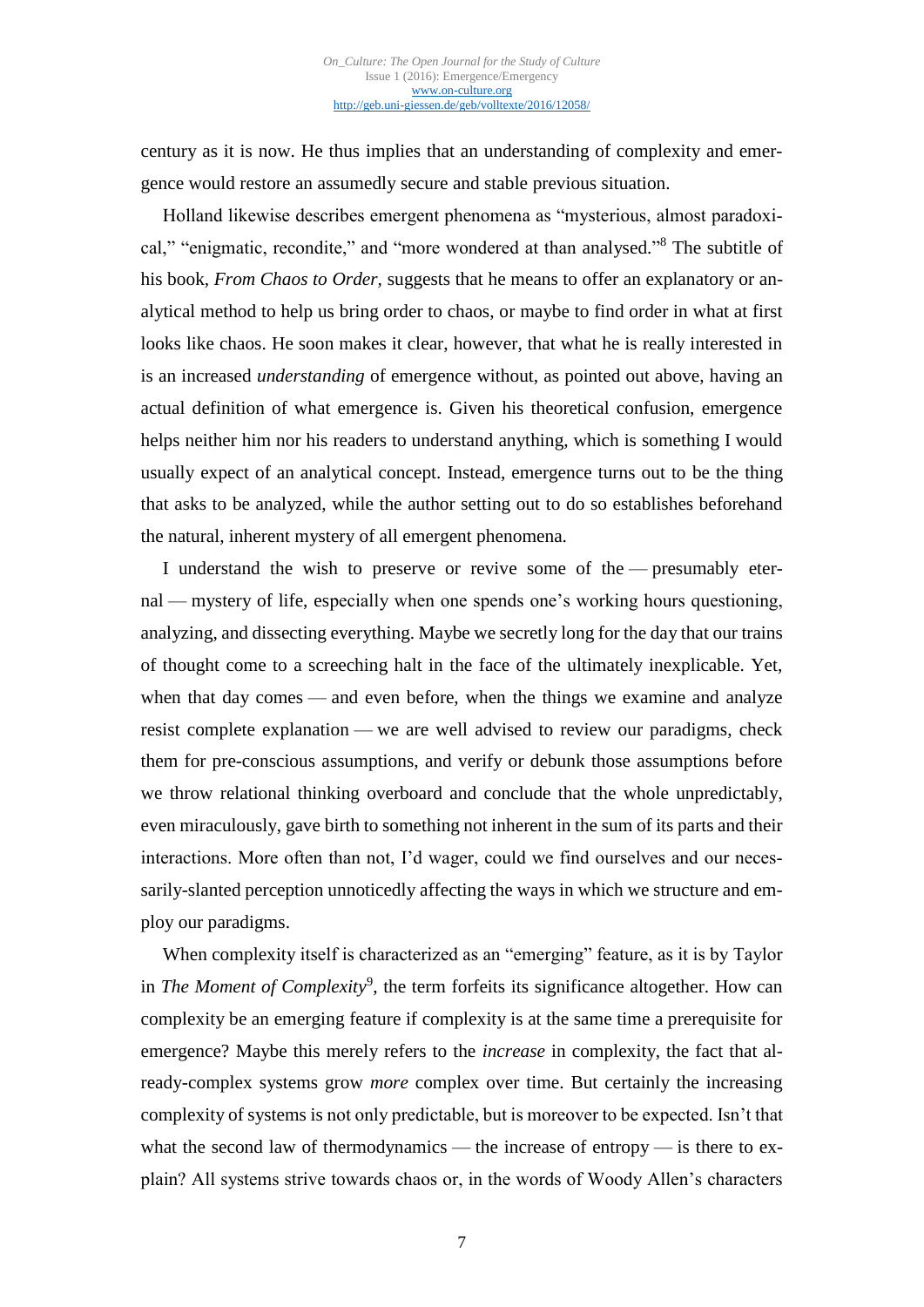century as it is now. He thus implies that an understanding of complexity and emergence would restore an assumedly secure and stable previous situation.

Holland likewise describes emergent phenomena as "mysterious, almost paradoxical," "enigmatic, recondite," and "more wondered at than analysed."[8] The subtitle of his book, *From Chaos to Order*, suggests that he means to offer an explanatory or analytical method to help us bring order to chaos, or maybe to find order in what at first looks like chaos. He soon makes it clear, however, that what he is really interested in is an increased *understanding* of emergence without, as pointed out above, having an actual definition of what emergence is. Given his theoretical confusion, emergence helps neither him nor his readers to understand anything, which is something I would usually expect of an analytical concept. Instead, emergence turns out to be the thing that asks to be analyzed, while the author setting out to do so establishes beforehand the natural, inherent mystery of all emergent phenomena.

I understand the wish to preserve or revive some of the — presumably eternal — mystery of life, especially when one spends one's working hours questioning, analyzing, and dissecting everything. Maybe we secretly long for the day that our trains of thought come to a screeching halt in the face of the ultimately inexplicable. Yet, when that day comes — and even before, when the things we examine and analyze resist complete explanation — we are well advised to review our paradigms, check them for pre-conscious assumptions, and verify or debunk those assumptions before we throw relational thinking overboard and conclude that the whole unpredictably, even miraculously, gave birth to something not inherent in the sum of its parts and their interactions. More often than not, I'd wager, could we find ourselves and our necessarily-slanted perception unnoticedly affecting the ways in which we structure and employ our paradigms.

When complexity itself is characterized as an "emerging" feature, as it is by Taylor in *The Moment of Complexity*[9], the term forfeits its significance altogether. How can complexity be an emerging feature if complexity is at the same time a prerequisite for emergence? Maybe this merely refers to the *increase* in complexity, the fact that already-complex systems grow *more* complex over time. But certainly the increasing complexity of systems is not only predictable, but is moreover to be expected. Isn't that what the second law of thermodynamics — the increase of entropy — is there to explain? All systems strive towards chaos or, in the words of Woody Allen's characters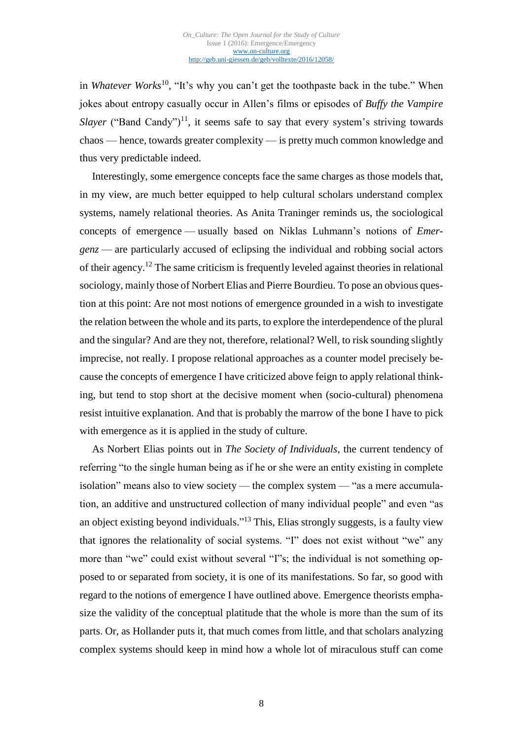in *Whatever Works*[10], "It's why you can't get the toothpaste back in the tube." When jokes about entropy casually occur in Allen's films or episodes of *Buffy the Vampire Slayer* ("Band Candy")[11], it seems safe to say that every system's striving towards chaos — hence, towards greater complexity — is pretty much common knowledge and thus very predictable indeed.

Interestingly, some emergence concepts face the same charges as those models that, in my view, are much better equipped to help cultural scholars understand complex systems, namely relational theories. As Anita Traninger reminds us, the sociological concepts of emergence — usually based on Niklas Luhmann's notions of *Emergenz* — are particularly accused of eclipsing the individual and robbing social actors of their agency.[12] The same criticism is frequently leveled against theories in relational sociology, mainly those of Norbert Elias and Pierre Bourdieu. To pose an obvious question at this point: Are not most notions of emergence grounded in a wish to investigate the relation between the whole and its parts, to explore the interdependence of the plural and the singular? And are they not, therefore, relational? Well, to risk sounding slightly imprecise, not really. I propose relational approaches as a counter model precisely because the concepts of emergence I have criticized above feign to apply relational thinking, but tend to stop short at the decisive moment when (socio-cultural) phenomena resist intuitive explanation. And that is probably the marrow of the bone I have to pick with emergence as it is applied in the study of culture.

As Norbert Elias points out in *The Society of Individuals*, the current tendency of referring "to the single human being as if he or she were an entity existing in complete isolation" means also to view society — the complex system — "as a mere accumulation, an additive and unstructured collection of many individual people" and even "as an object existing beyond individuals."[13] This, Elias strongly suggests, is a faulty view that ignores the relationality of social systems. "I" does not exist without "we" any more than "we" could exist without several "I"s; the individual is not something opposed to or separated from society, it is one of its manifestations. So far, so good with regard to the notions of emergence I have outlined above. Emergence theorists emphasize the validity of the conceptual platitude that the whole is more than the sum of its parts. Or, as Hollander puts it, that much comes from little, and that scholars analyzing complex systems should keep in mind how a whole lot of miraculous stuff can come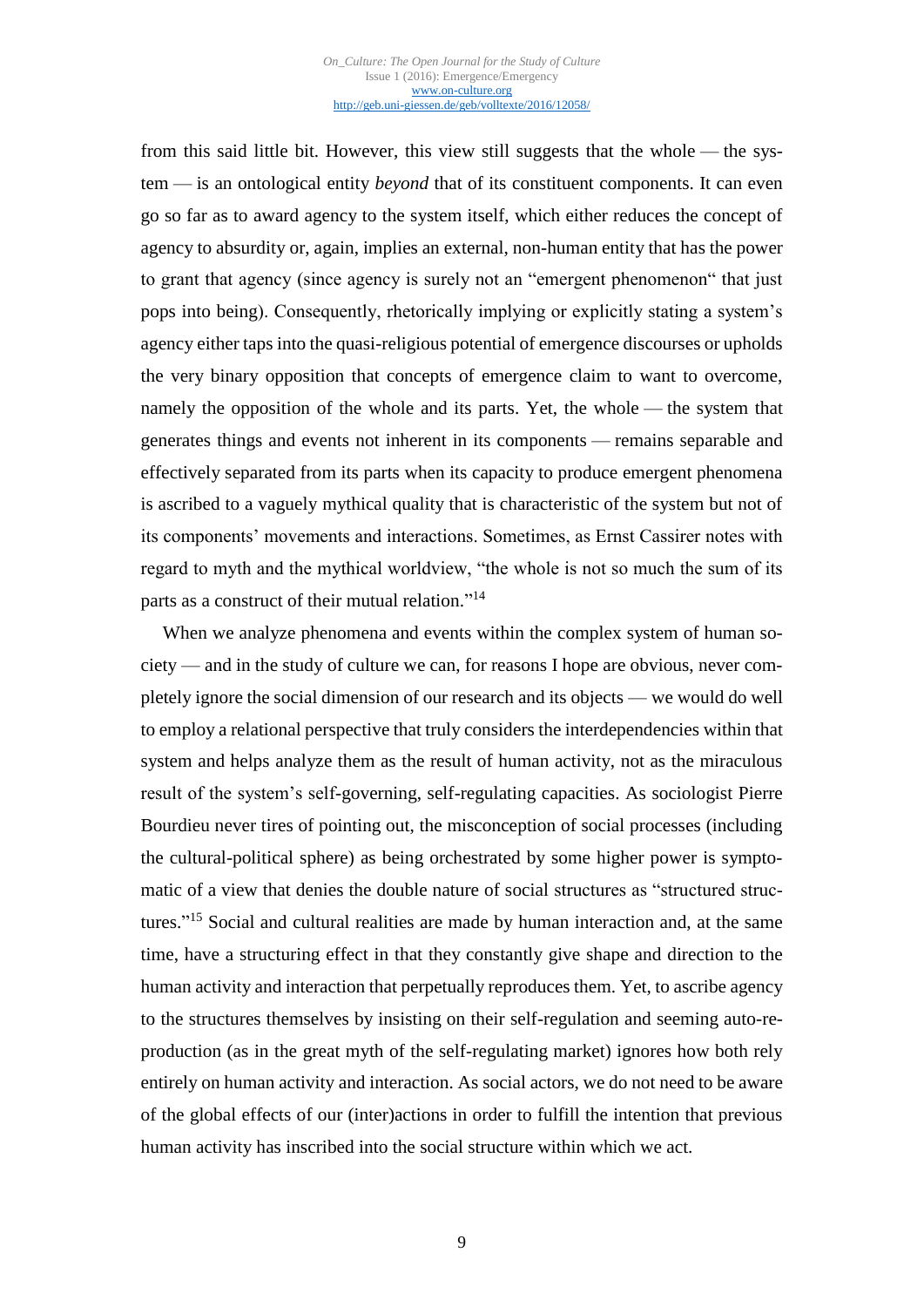from this said little bit. However, this view still suggests that the whole — the system — is an ontological entity *beyond* that of its constituent components. It can even go so far as to award agency to the system itself, which either reduces the concept of agency to absurdity or, again, implies an external, non-human entity that has the power to grant that agency (since agency is surely not an "emergent phenomenon" that just pops into being). Consequently, rhetorically implying or explicitly stating a system's agency either taps into the quasi-religious potential of emergence discourses or upholds the very binary opposition that concepts of emergence claim to want to overcome, namely the opposition of the whole and its parts. Yet, the whole — the system that generates things and events not inherent in its components — remains separable and effectively separated from its parts when its capacity to produce emergent phenomena is ascribed to a vaguely mythical quality that is characteristic of the system but not of its components' movements and interactions. Sometimes, as Ernst Cassirer notes with regard to myth and the mythical worldview, "the whole is not so much the sum of its parts as a construct of their mutual relation."[14]

When we analyze phenomena and events within the complex system of human society — and in the study of culture we can, for reasons I hope are obvious, never completely ignore the social dimension of our research and its objects — we would do well to employ a relational perspective that truly considers the interdependencies within that system and helps analyze them as the result of human activity, not as the miraculous result of the system's self-governing, self-regulating capacities. As sociologist Pierre Bourdieu never tires of pointing out, the misconception of social processes (including the cultural-political sphere) as being orchestrated by some higher power is symptomatic of a view that denies the double nature of social structures as "structured structures."[15] Social and cultural realities are made by human interaction and, at the same time, have a structuring effect in that they constantly give shape and direction to the human activity and interaction that perpetually reproduces them. Yet, to ascribe agency to the structures themselves by insisting on their self-regulation and seeming auto-reproduction (as in the great myth of the self-regulating market) ignores how both rely entirely on human activity and interaction. As social actors, we do not need to be aware of the global effects of our (inter)actions in order to fulfill the intention that previous human activity has inscribed into the social structure within which we act.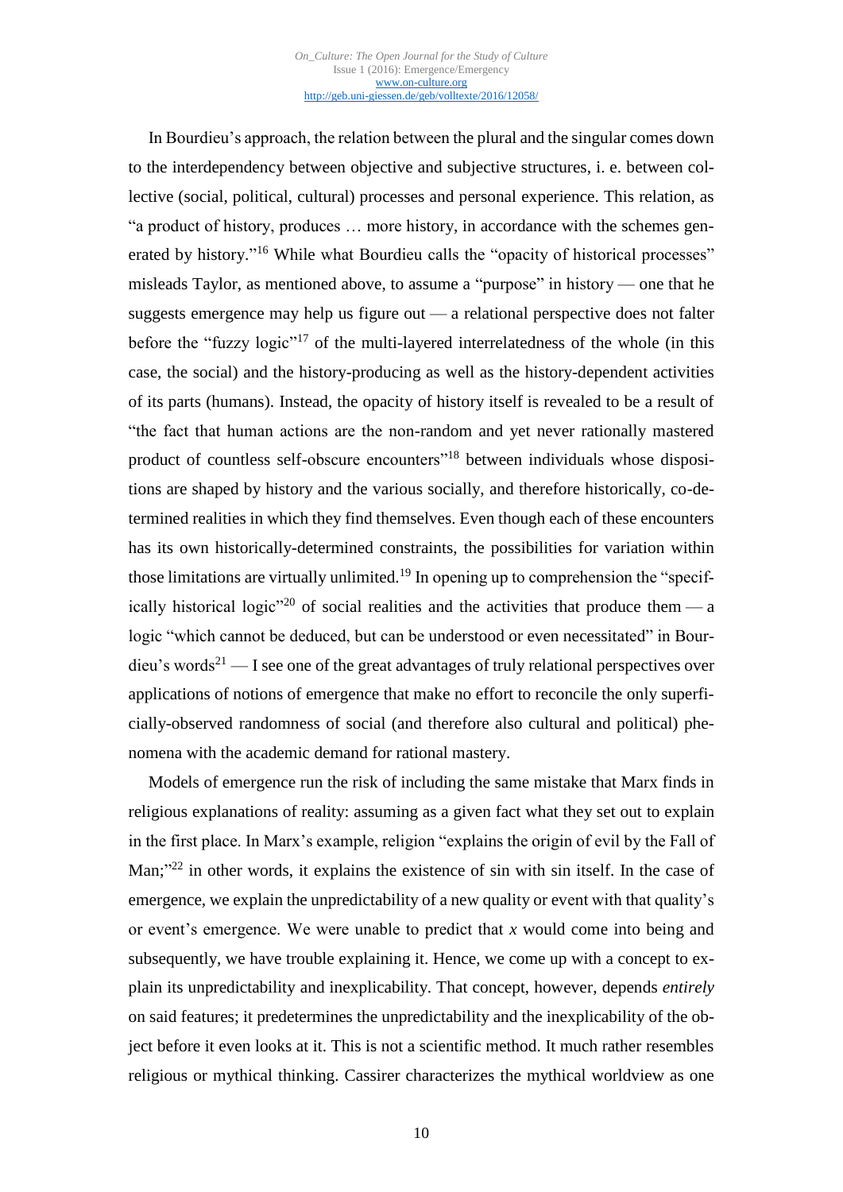In Bourdieu's approach, the relation between the plural and the singular comes down to the interdependency between objective and subjective structures, i. e. between collective (social, political, cultural) processes and personal experience. This relation, as "a product of history, produces … more history, in accordance with the schemes generated by history."[16] While what Bourdieu calls the "opacity of historical processes" misleads Taylor, as mentioned above, to assume a "purpose" in history — one that he suggests emergence may help us figure out — a relational perspective does not falter before the "fuzzy logic"[17] of the multi-layered interrelatedness of the whole (in this case, the social) and the history-producing as well as the history-dependent activities of its parts (humans). Instead, the opacity of history itself is revealed to be a result of "the fact that human actions are the non-random and yet never rationally mastered product of countless self-obscure encounters"[18] between individuals whose dispositions are shaped by history and the various socially, and therefore historically, co-determined realities in which they find themselves. Even though each of these encounters has its own historically-determined constraints, the possibilities for variation within those limitations are virtually unlimited.[19] In opening up to comprehension the "specifically historical logic"[20] of social realities and the activities that produce them — a logic "which cannot be deduced, but can be understood or even necessitated" in Bourdieu's words[21] — I see one of the great advantages of truly relational perspectives over applications of notions of emergence that make no effort to reconcile the only superficially-observed randomness of social (and therefore also cultural and political) phenomena with the academic demand for rational mastery.

Models of emergence run the risk of including the same mistake that Marx finds in religious explanations of reality: assuming as a given fact what they set out to explain in the first place. In Marx's example, religion "explains the origin of evil by the Fall of Man;"[22] in other words, it explains the existence of sin with sin itself. In the case of emergence, we explain the unpredictability of a new quality or event with that quality's or event's emergence. We were unable to predict that *x* would come into being and subsequently, we have trouble explaining it. Hence, we come up with a concept to explain its unpredictability and inexplicability. That concept, however, depends *entirely* on said features; it predetermines the unpredictability and the inexplicability of the object before it even looks at it. This is not a scientific method. It much rather resembles religious or mythical thinking. Cassirer characterizes the mythical worldview as one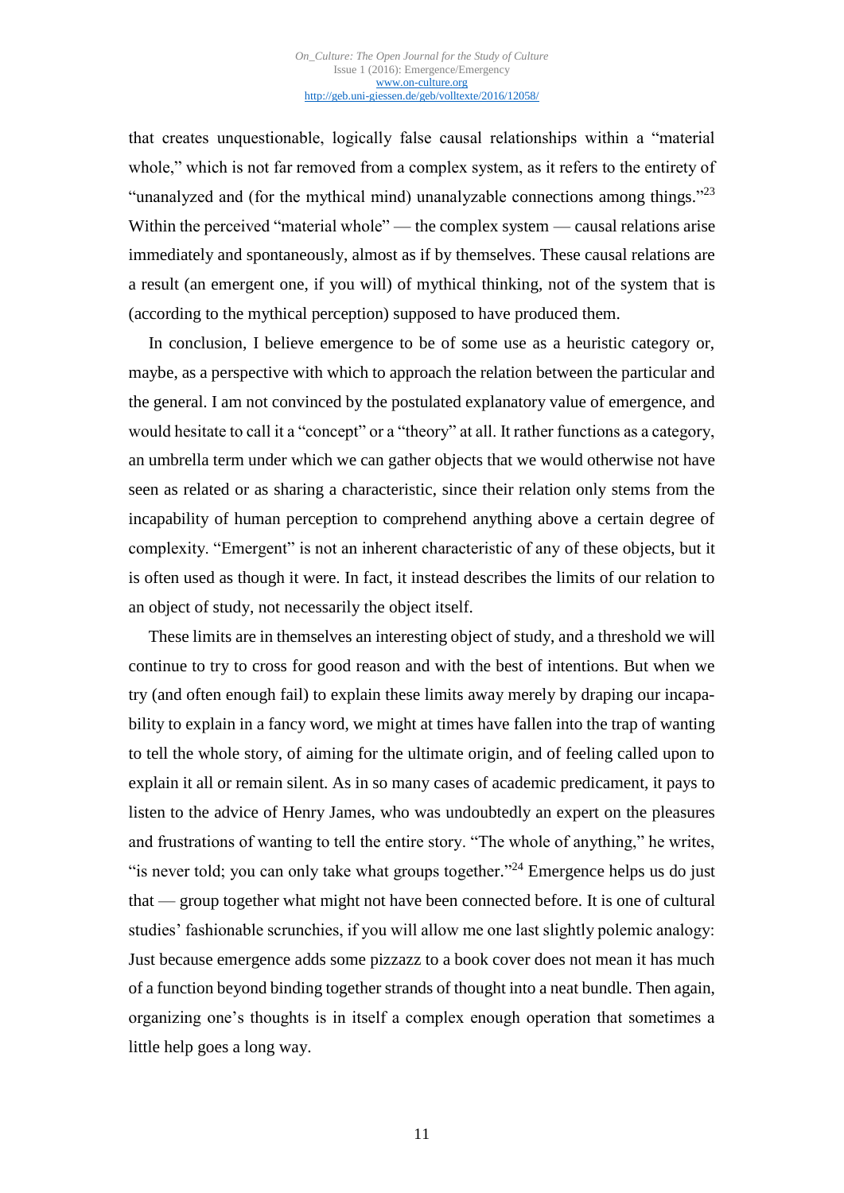that creates unquestionable, logically false causal relationships within a "material whole," which is not far removed from a complex system, as it refers to the entirety of "unanalyzed and (for the mythical mind) unanalyzable connections among things."[23] Within the perceived "material whole" — the complex system — causal relations arise immediately and spontaneously, almost as if by themselves. These causal relations are a result (an emergent one, if you will) of mythical thinking, not of the system that is (according to the mythical perception) supposed to have produced them.

In conclusion, I believe emergence to be of some use as a heuristic category or, maybe, as a perspective with which to approach the relation between the particular and the general. I am not convinced by the postulated explanatory value of emergence, and would hesitate to call it a "concept" or a "theory" at all. It rather functions as a category, an umbrella term under which we can gather objects that we would otherwise not have seen as related or as sharing a characteristic, since their relation only stems from the incapability of human perception to comprehend anything above a certain degree of complexity. "Emergent" is not an inherent characteristic of any of these objects, but it is often used as though it were. In fact, it instead describes the limits of our relation to an object of study, not necessarily the object itself.

These limits are in themselves an interesting object of study, and a threshold we will continue to try to cross for good reason and with the best of intentions. But when we try (and often enough fail) to explain these limits away merely by draping our incapability to explain in a fancy word, we might at times have fallen into the trap of wanting to tell the whole story, of aiming for the ultimate origin, and of feeling called upon to explain it all or remain silent. As in so many cases of academic predicament, it pays to listen to the advice of Henry James, who was undoubtedly an expert on the pleasures and frustrations of wanting to tell the entire story. "The whole of anything," he writes, "is never told; you can only take what groups together."[24] Emergence helps us do just that — group together what might not have been connected before. It is one of cultural studies' fashionable scrunchies, if you will allow me one last slightly polemic analogy: Just because emergence adds some pizzazz to a book cover does not mean it has much of a function beyond binding together strands of thought into a neat bundle. Then again, organizing one's thoughts is in itself a complex enough operation that sometimes a little help goes a long way.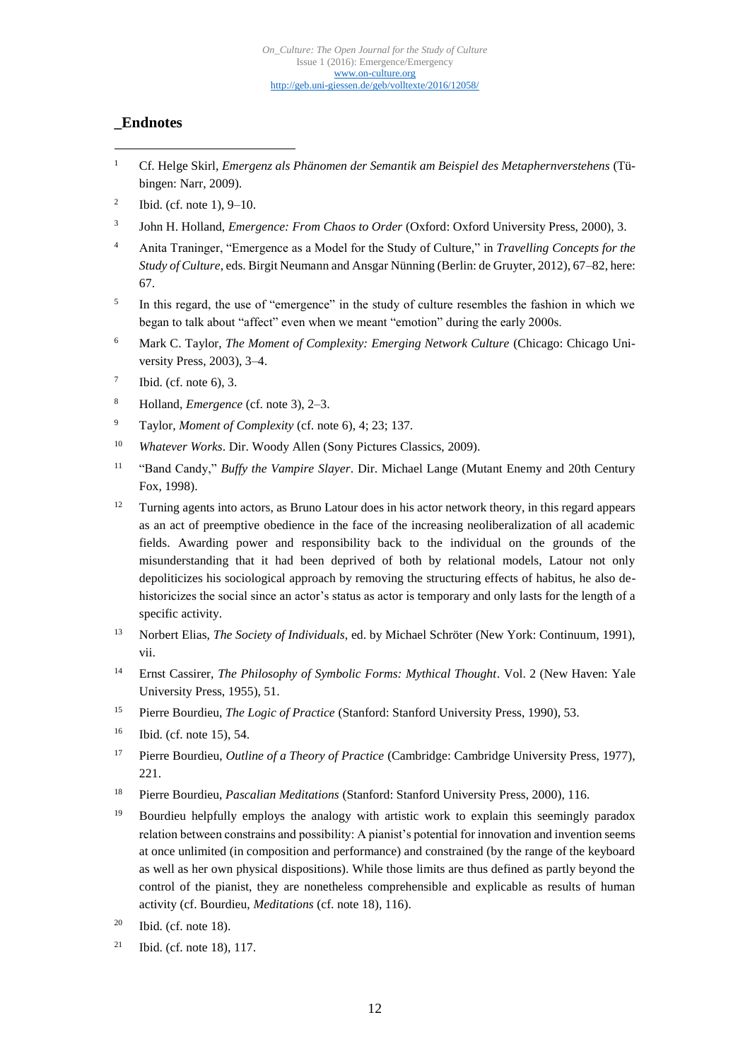## _Endnotes

1. Cf. Helge Skirl, *Emergenz als Phänomen der Semantik am Beispiel des Metaphernverstehens* (Tübingen: Narr, 2009).
2. Ibid. (cf. note 1), 9–10.
3. John H. Holland, *Emergence: From Chaos to Order* (Oxford: Oxford University Press, 2000), 3.
4. Anita Traninger, "Emergence as a Model for the Study of Culture," in *Travelling Concepts for the Study of Culture*, eds. Birgit Neumann and Ansgar Nünning (Berlin: de Gruyter, 2012), 67–82, here: 67.
5. In this regard, the use of "emergence" in the study of culture resembles the fashion in which we began to talk about "affect" even when we meant "emotion" during the early 2000s.
6. Mark C. Taylor, *The Moment of Complexity: Emerging Network Culture* (Chicago: Chicago University Press, 2003), 3–4.
7. Ibid. (cf. note 6), 3.
8. Holland, *Emergence* (cf. note 3), 2–3.
9. Taylor, *Moment of Complexity* (cf. note 6), 4; 23; 137.
10. *Whatever Works*. Dir. Woody Allen (Sony Pictures Classics, 2009).
11. "Band Candy," *Buffy the Vampire Slayer*. Dir. Michael Lange (Mutant Enemy and 20th Century Fox, 1998).
12. Turning agents into actors, as Bruno Latour does in his actor network theory, in this regard appears as an act of preemptive obedience in the face of the increasing neoliberalization of all academic fields. Awarding power and responsibility back to the individual on the grounds of the misunderstanding that it had been deprived of both by relational models, Latour not only depoliticizes his sociological approach by removing the structuring effects of habitus, he also dehistoricizes the social since an actor's status as actor is temporary and only lasts for the length of a specific activity.
13. Norbert Elias, *The Society of Individuals*, ed. by Michael Schröter (New York: Continuum, 1991), vii.
14. Ernst Cassirer, *The Philosophy of Symbolic Forms: Mythical Thought*. Vol. 2 (New Haven: Yale University Press, 1955), 51.
15. Pierre Bourdieu, *The Logic of Practice* (Stanford: Stanford University Press, 1990), 53.
16. Ibid. (cf. note 15), 54.
17. Pierre Bourdieu, *Outline of a Theory of Practice* (Cambridge: Cambridge University Press, 1977), 221.
18. Pierre Bourdieu, *Pascalian Meditations* (Stanford: Stanford University Press, 2000), 116.
19. Bourdieu helpfully employs the analogy with artistic work to explain this seemingly paradox relation between constrains and possibility: A pianist's potential for innovation and invention seems at once unlimited (in composition and performance) and constrained (by the range of the keyboard as well as her own physical dispositions). While those limits are thus defined as partly beyond the control of the pianist, they are nonetheless comprehensible and explicable as results of human activity (cf. Bourdieu, *Meditations* (cf. note 18), 116).
20. Ibid. (cf. note 18).
21. Ibid. (cf. note 18), 117.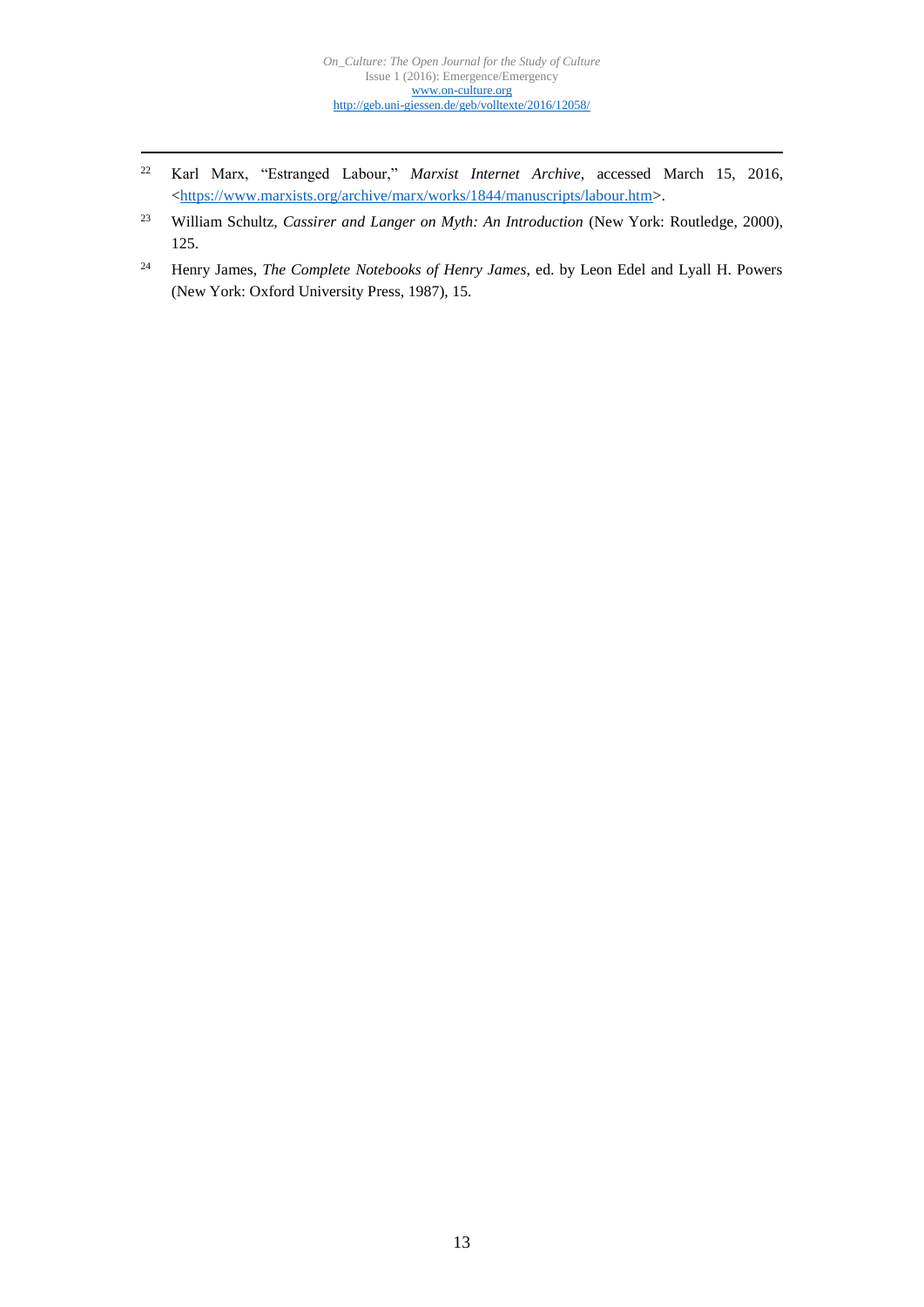[22] Karl Marx, "Estranged Labour," *Marxist Internet Archive*, accessed March 15, 2016, <https://www.marxists.org/archive/marx/works/1844/manuscripts/labour.htm>.

[23] William Schultz, *Cassirer and Langer on Myth: An Introduction* (New York: Routledge, 2000), 125.

[24] Henry James, *The Complete Notebooks of Henry James*, ed. by Leon Edel and Lyall H. Powers (New York: Oxford University Press, 1987), 15.